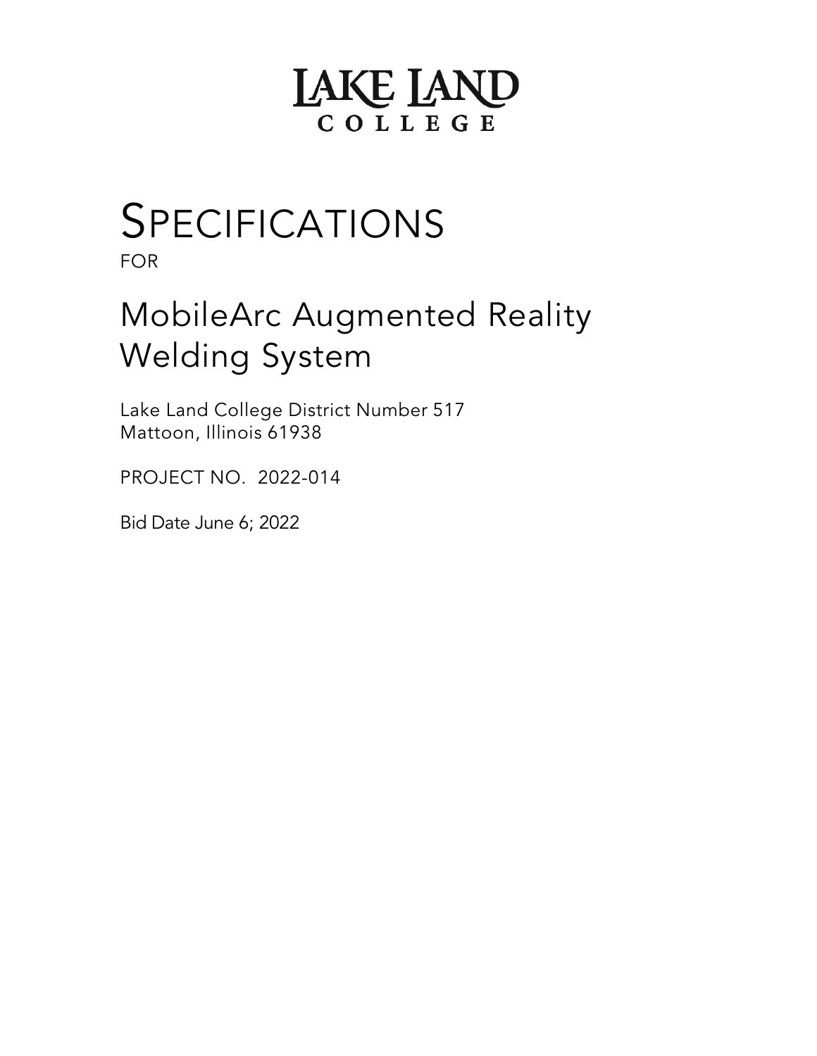# LAKE LAND COLLEGE

# SPECIFICATIONS

FOR

## MobileArc Augmented Reality Welding System

Lake Land College District Number 517
Mattoon, Illinois 61938

PROJECT NO. 2022-014

Bid Date June 6; 2022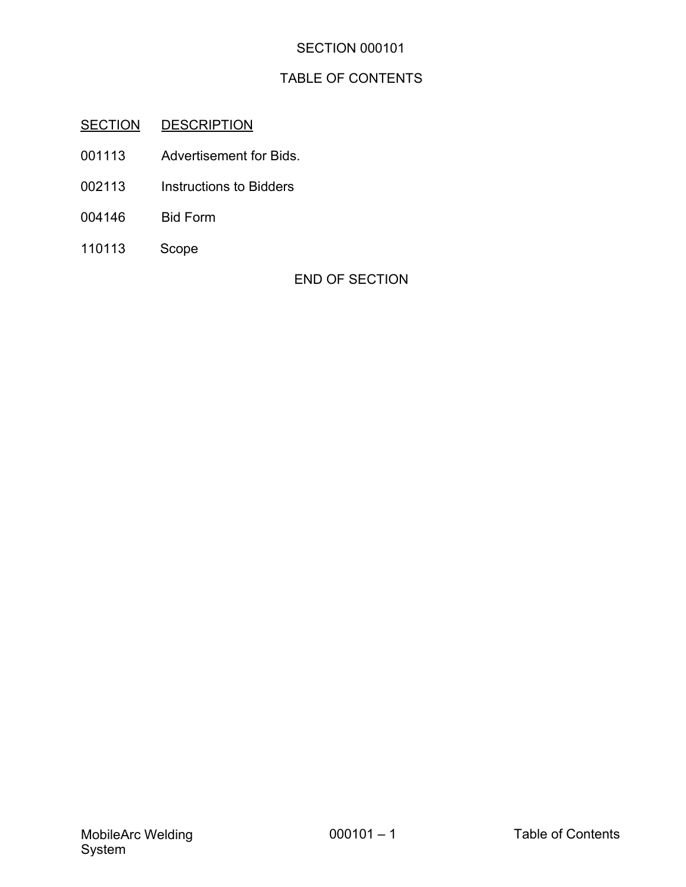# SECTION 000101

## TABLE OF CONTENTS

| SECTION | DESCRIPTION |
| --- | --- |
| 001113 | Advertisement for Bids. |
| 002113 | Instructions to Bidders |
| 004146 | Bid Form |
| 110113 | Scope |

END OF SECTION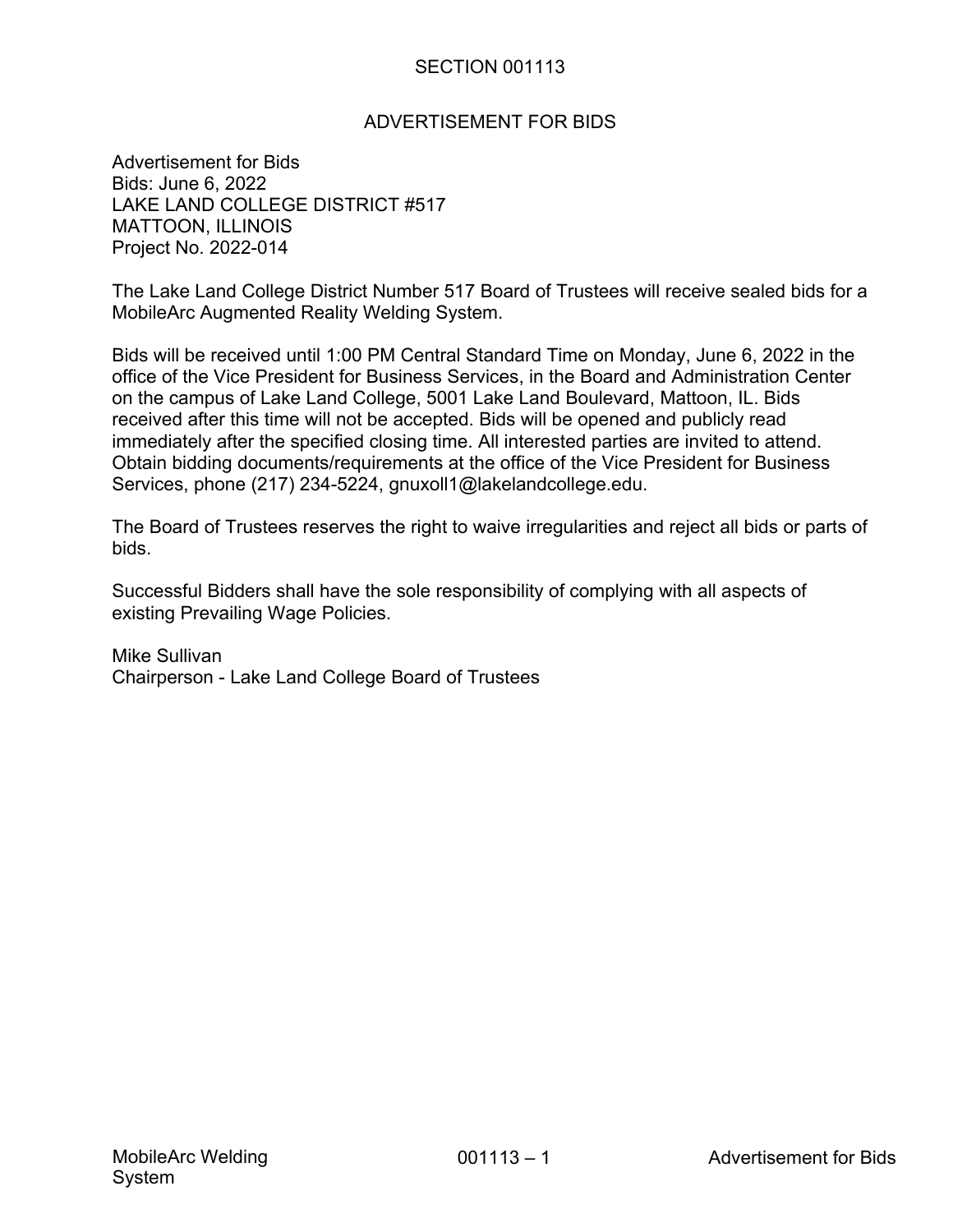# SECTION 001113

## ADVERTISEMENT FOR BIDS

Advertisement for Bids
Bids: June 6, 2022
LAKE LAND COLLEGE DISTRICT #517
MATTOON, ILLINOIS
Project No. 2022-014

The Lake Land College District Number 517 Board of Trustees will receive sealed bids for a MobileArc Augmented Reality Welding System.

Bids will be received until 1:00 PM Central Standard Time on Monday, June 6, 2022 in the office of the Vice President for Business Services, in the Board and Administration Center on the campus of Lake Land College, 5001 Lake Land Boulevard, Mattoon, IL. Bids received after this time will not be accepted. Bids will be opened and publicly read immediately after the specified closing time. All interested parties are invited to attend. Obtain bidding documents/requirements at the office of the Vice President for Business Services, phone (217) 234-5224, gnuxoll1@lakelandcollege.edu.

The Board of Trustees reserves the right to waive irregularities and reject all bids or parts of bids.

Successful Bidders shall have the sole responsibility of complying with all aspects of existing Prevailing Wage Policies.

Mike Sullivan
Chairperson - Lake Land College Board of Trustees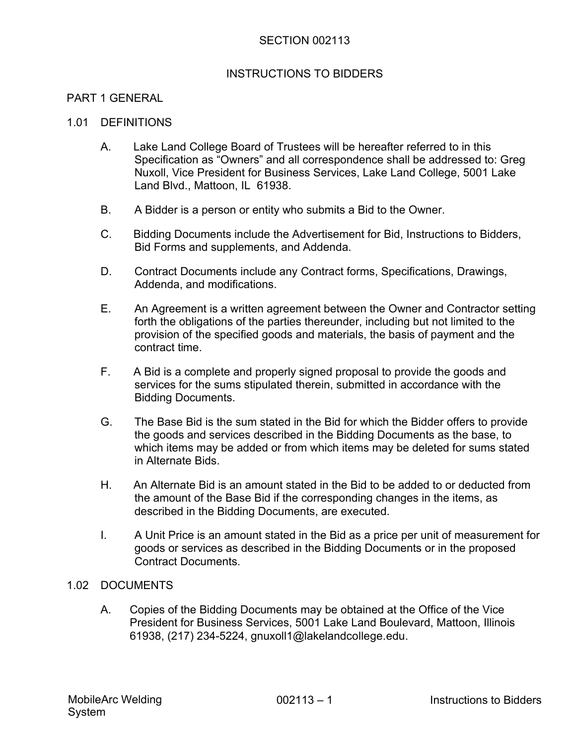# SECTION 002113

## INSTRUCTIONS TO BIDDERS

## PART 1 GENERAL

### 1.01 DEFINITIONS

A. Lake Land College Board of Trustees will be hereafter referred to in this Specification as "Owners" and all correspondence shall be addressed to: Greg Nuxoll, Vice President for Business Services, Lake Land College, 5001 Lake Land Blvd., Mattoon, IL 61938.

B. A Bidder is a person or entity who submits a Bid to the Owner.

C. Bidding Documents include the Advertisement for Bid, Instructions to Bidders, Bid Forms and supplements, and Addenda.

D. Contract Documents include any Contract forms, Specifications, Drawings, Addenda, and modifications.

E. An Agreement is a written agreement between the Owner and Contractor setting forth the obligations of the parties thereunder, including but not limited to the provision of the specified goods and materials, the basis of payment and the contract time.

F. A Bid is a complete and properly signed proposal to provide the goods and services for the sums stipulated therein, submitted in accordance with the Bidding Documents.

G. The Base Bid is the sum stated in the Bid for which the Bidder offers to provide the goods and services described in the Bidding Documents as the base, to which items may be added or from which items may be deleted for sums stated in Alternate Bids.

H. An Alternate Bid is an amount stated in the Bid to be added to or deducted from the amount of the Base Bid if the corresponding changes in the items, as described in the Bidding Documents, are executed.

I. A Unit Price is an amount stated in the Bid as a price per unit of measurement for goods or services as described in the Bidding Documents or in the proposed Contract Documents.

### 1.02 DOCUMENTS

A. Copies of the Bidding Documents may be obtained at the Office of the Vice President for Business Services, 5001 Lake Land Boulevard, Mattoon, Illinois 61938, (217) 234-5224, gnuxoll1@lakelandcollege.edu.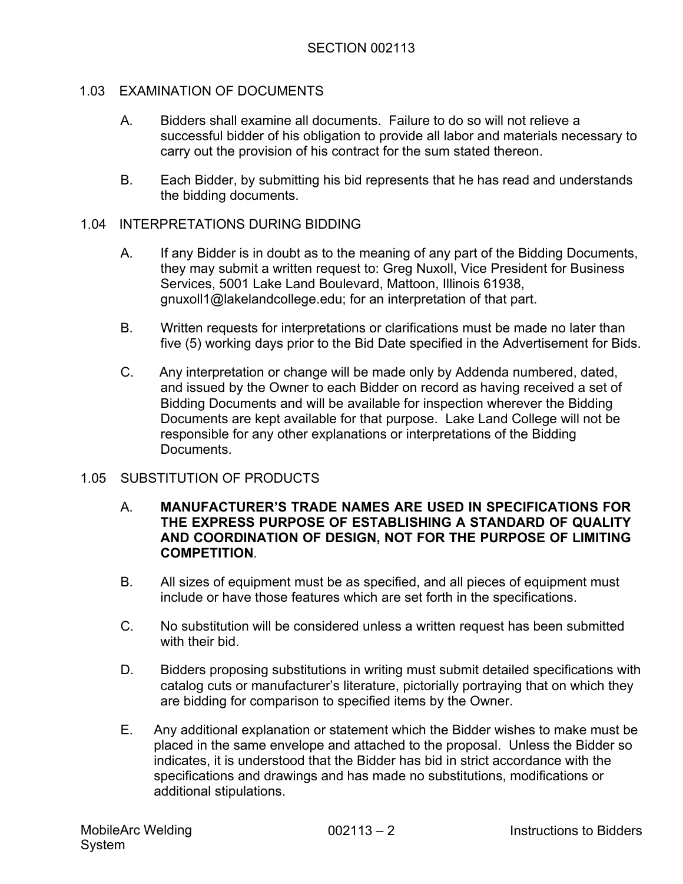## 1.03 EXAMINATION OF DOCUMENTS

A. Bidders shall examine all documents. Failure to do so will not relieve a successful bidder of his obligation to provide all labor and materials necessary to carry out the provision of his contract for the sum stated thereon.

B. Each Bidder, by submitting his bid represents that he has read and understands the bidding documents.

## 1.04 INTERPRETATIONS DURING BIDDING

A. If any Bidder is in doubt as to the meaning of any part of the Bidding Documents, they may submit a written request to: Greg Nuxoll, Vice President for Business Services, 5001 Lake Land Boulevard, Mattoon, Illinois 61938, gnuxoll1@lakelandcollege.edu; for an interpretation of that part.

B. Written requests for interpretations or clarifications must be made no later than five (5) working days prior to the Bid Date specified in the Advertisement for Bids.

C. Any interpretation or change will be made only by Addenda numbered, dated, and issued by the Owner to each Bidder on record as having received a set of Bidding Documents and will be available for inspection wherever the Bidding Documents are kept available for that purpose. Lake Land College will not be responsible for any other explanations or interpretations of the Bidding Documents.

## 1.05 SUBSTITUTION OF PRODUCTS

A. **MANUFACTURER'S TRADE NAMES ARE USED IN SPECIFICATIONS FOR THE EXPRESS PURPOSE OF ESTABLISHING A STANDARD OF QUALITY AND COORDINATION OF DESIGN, NOT FOR THE PURPOSE OF LIMITING COMPETITION**.

B. All sizes of equipment must be as specified, and all pieces of equipment must include or have those features which are set forth in the specifications.

C. No substitution will be considered unless a written request has been submitted with their bid.

D. Bidders proposing substitutions in writing must submit detailed specifications with catalog cuts or manufacturer's literature, pictorially portraying that on which they are bidding for comparison to specified items by the Owner.

E. Any additional explanation or statement which the Bidder wishes to make must be placed in the same envelope and attached to the proposal. Unless the Bidder so indicates, it is understood that the Bidder has bid in strict accordance with the specifications and drawings and has made no substitutions, modifications or additional stipulations.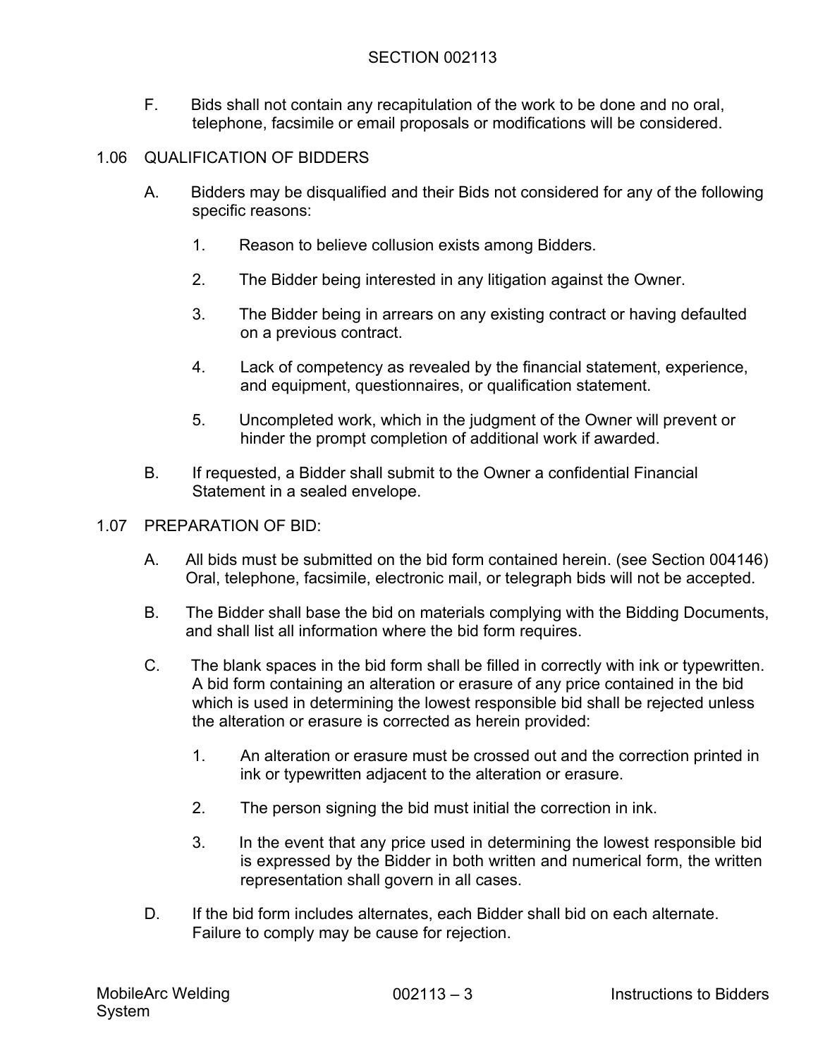F. Bids shall not contain any recapitulation of the work to be done and no oral, telephone, facsimile or email proposals or modifications will be considered.

## 1.06 QUALIFICATION OF BIDDERS

A. Bidders may be disqualified and their Bids not considered for any of the following specific reasons:

1. Reason to believe collusion exists among Bidders.
2. The Bidder being interested in any litigation against the Owner.
3. The Bidder being in arrears on any existing contract or having defaulted on a previous contract.
4. Lack of competency as revealed by the financial statement, experience, and equipment, questionnaires, or qualification statement.
5. Uncompleted work, which in the judgment of the Owner will prevent or hinder the prompt completion of additional work if awarded.

B. If requested, a Bidder shall submit to the Owner a confidential Financial Statement in a sealed envelope.

## 1.07 PREPARATION OF BID:

A. All bids must be submitted on the bid form contained herein. (see Section 004146) Oral, telephone, facsimile, electronic mail, or telegraph bids will not be accepted.

B. The Bidder shall base the bid on materials complying with the Bidding Documents, and shall list all information where the bid form requires.

C. The blank spaces in the bid form shall be filled in correctly with ink or typewritten. A bid form containing an alteration or erasure of any price contained in the bid which is used in determining the lowest responsible bid shall be rejected unless the alteration or erasure is corrected as herein provided:

1. An alteration or erasure must be crossed out and the correction printed in ink or typewritten adjacent to the alteration or erasure.
2. The person signing the bid must initial the correction in ink.
3. In the event that any price used in determining the lowest responsible bid is expressed by the Bidder in both written and numerical form, the written representation shall govern in all cases.

D. If the bid form includes alternates, each Bidder shall bid on each alternate. Failure to comply may be cause for rejection.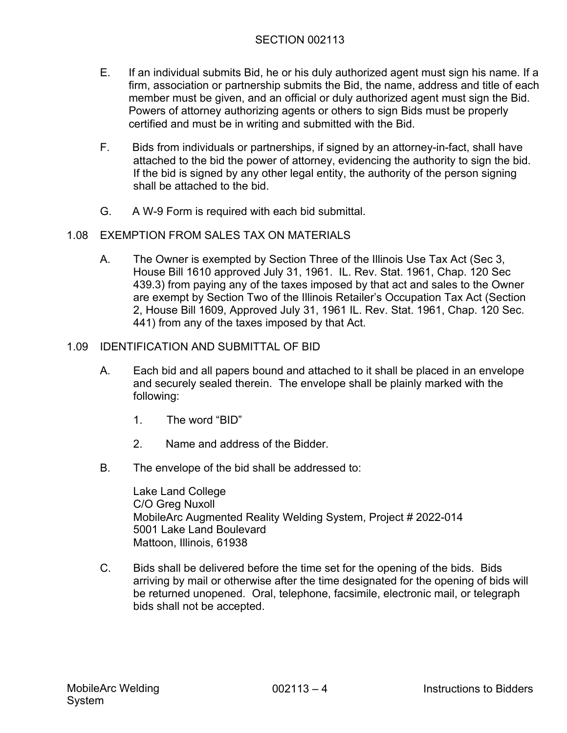E. If an individual submits Bid, he or his duly authorized agent must sign his name. If a firm, association or partnership submits the Bid, the name, address and title of each member must be given, and an official or duly authorized agent must sign the Bid. Powers of attorney authorizing agents or others to sign Bids must be properly certified and must be in writing and submitted with the Bid.

F. Bids from individuals or partnerships, if signed by an attorney-in-fact, shall have attached to the bid the power of attorney, evidencing the authority to sign the bid. If the bid is signed by any other legal entity, the authority of the person signing shall be attached to the bid.

G. A W-9 Form is required with each bid submittal.

## 1.08 EXEMPTION FROM SALES TAX ON MATERIALS

A. The Owner is exempted by Section Three of the Illinois Use Tax Act (Sec 3, House Bill 1610 approved July 31, 1961. IL. Rev. Stat. 1961, Chap. 120 Sec 439.3) from paying any of the taxes imposed by that act and sales to the Owner are exempt by Section Two of the Illinois Retailer's Occupation Tax Act (Section 2, House Bill 1609, Approved July 31, 1961 IL. Rev. Stat. 1961, Chap. 120 Sec. 441) from any of the taxes imposed by that Act.

## 1.09 IDENTIFICATION AND SUBMITTAL OF BID

A. Each bid and all papers bound and attached to it shall be placed in an envelope and securely sealed therein. The envelope shall be plainly marked with the following:

1. The word "BID"
2. Name and address of the Bidder.

B. The envelope of the bid shall be addressed to:

Lake Land College
C/O Greg Nuxoll
MobileArc Augmented Reality Welding System, Project # 2022-014
5001 Lake Land Boulevard
Mattoon, Illinois, 61938

C. Bids shall be delivered before the time set for the opening of the bids. Bids arriving by mail or otherwise after the time designated for the opening of bids will be returned unopened. Oral, telephone, facsimile, electronic mail, or telegraph bids shall not be accepted.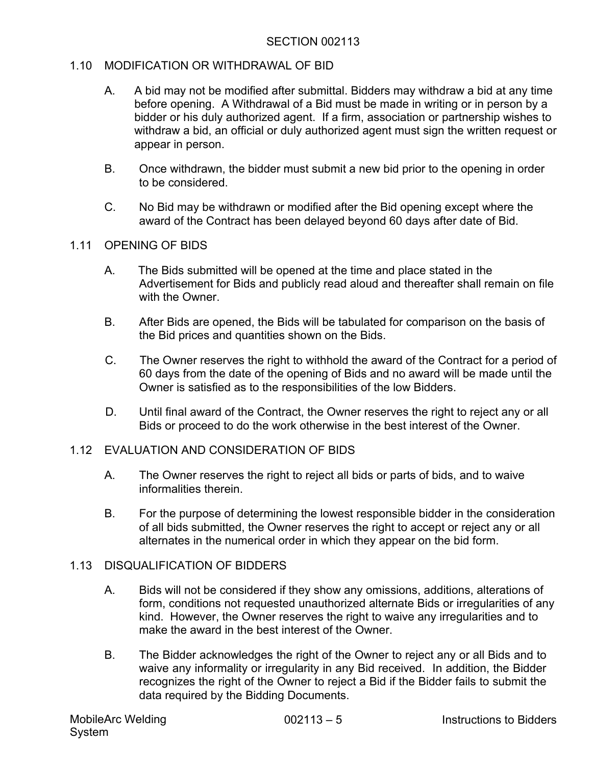## 1.10 MODIFICATION OR WITHDRAWAL OF BID

A. A bid may not be modified after submittal. Bidders may withdraw a bid at any time before opening. A Withdrawal of a Bid must be made in writing or in person by a bidder or his duly authorized agent. If a firm, association or partnership wishes to withdraw a bid, an official or duly authorized agent must sign the written request or appear in person.

B. Once withdrawn, the bidder must submit a new bid prior to the opening in order to be considered.

C. No Bid may be withdrawn or modified after the Bid opening except where the award of the Contract has been delayed beyond 60 days after date of Bid.

## 1.11 OPENING OF BIDS

A. The Bids submitted will be opened at the time and place stated in the Advertisement for Bids and publicly read aloud and thereafter shall remain on file with the Owner.

B. After Bids are opened, the Bids will be tabulated for comparison on the basis of the Bid prices and quantities shown on the Bids.

C. The Owner reserves the right to withhold the award of the Contract for a period of 60 days from the date of the opening of Bids and no award will be made until the Owner is satisfied as to the responsibilities of the low Bidders.

D. Until final award of the Contract, the Owner reserves the right to reject any or all Bids or proceed to do the work otherwise in the best interest of the Owner.

## 1.12 EVALUATION AND CONSIDERATION OF BIDS

A. The Owner reserves the right to reject all bids or parts of bids, and to waive informalities therein.

B. For the purpose of determining the lowest responsible bidder in the consideration of all bids submitted, the Owner reserves the right to accept or reject any or all alternates in the numerical order in which they appear on the bid form.

## 1.13 DISQUALIFICATION OF BIDDERS

A. Bids will not be considered if they show any omissions, additions, alterations of form, conditions not requested unauthorized alternate Bids or irregularities of any kind. However, the Owner reserves the right to waive any irregularities and to make the award in the best interest of the Owner.

B. The Bidder acknowledges the right of the Owner to reject any or all Bids and to waive any informality or irregularity in any Bid received. In addition, the Bidder recognizes the right of the Owner to reject a Bid if the Bidder fails to submit the data required by the Bidding Documents.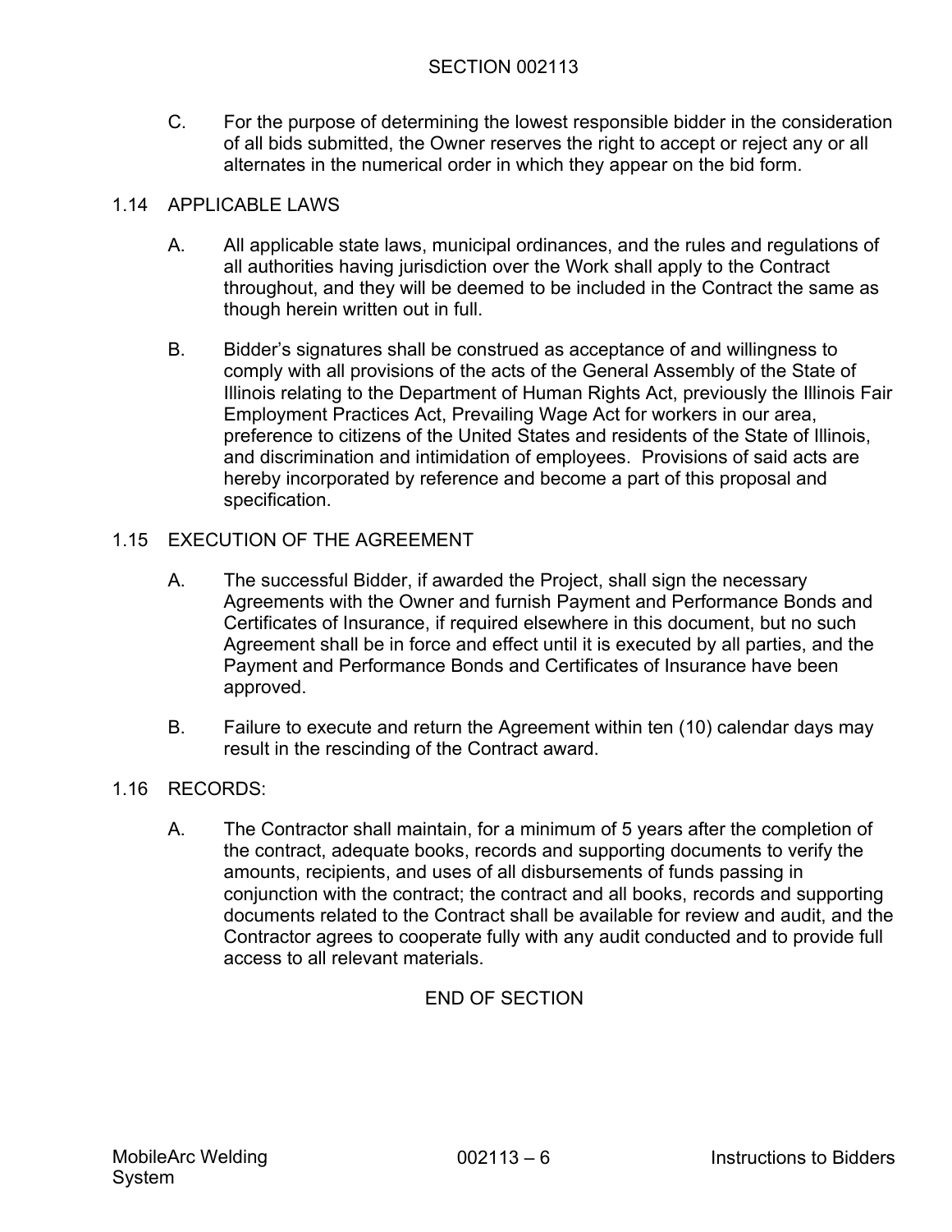C. For the purpose of determining the lowest responsible bidder in the consideration of all bids submitted, the Owner reserves the right to accept or reject any or all alternates in the numerical order in which they appear on the bid form.

## 1.14 APPLICABLE LAWS

A. All applicable state laws, municipal ordinances, and the rules and regulations of all authorities having jurisdiction over the Work shall apply to the Contract throughout, and they will be deemed to be included in the Contract the same as though herein written out in full.

B. Bidder’s signatures shall be construed as acceptance of and willingness to comply with all provisions of the acts of the General Assembly of the State of Illinois relating to the Department of Human Rights Act, previously the Illinois Fair Employment Practices Act, Prevailing Wage Act for workers in our area, preference to citizens of the United States and residents of the State of Illinois, and discrimination and intimidation of employees. Provisions of said acts are hereby incorporated by reference and become a part of this proposal and specification.

## 1.15 EXECUTION OF THE AGREEMENT

A. The successful Bidder, if awarded the Project, shall sign the necessary Agreements with the Owner and furnish Payment and Performance Bonds and Certificates of Insurance, if required elsewhere in this document, but no such Agreement shall be in force and effect until it is executed by all parties, and the Payment and Performance Bonds and Certificates of Insurance have been approved.

B. Failure to execute and return the Agreement within ten (10) calendar days may result in the rescinding of the Contract award.

## 1.16 RECORDS:

A. The Contractor shall maintain, for a minimum of 5 years after the completion of the contract, adequate books, records and supporting documents to verify the amounts, recipients, and uses of all disbursements of funds passing in conjunction with the contract; the contract and all books, records and supporting documents related to the Contract shall be available for review and audit, and the Contractor agrees to cooperate fully with any audit conducted and to provide full access to all relevant materials.

END OF SECTION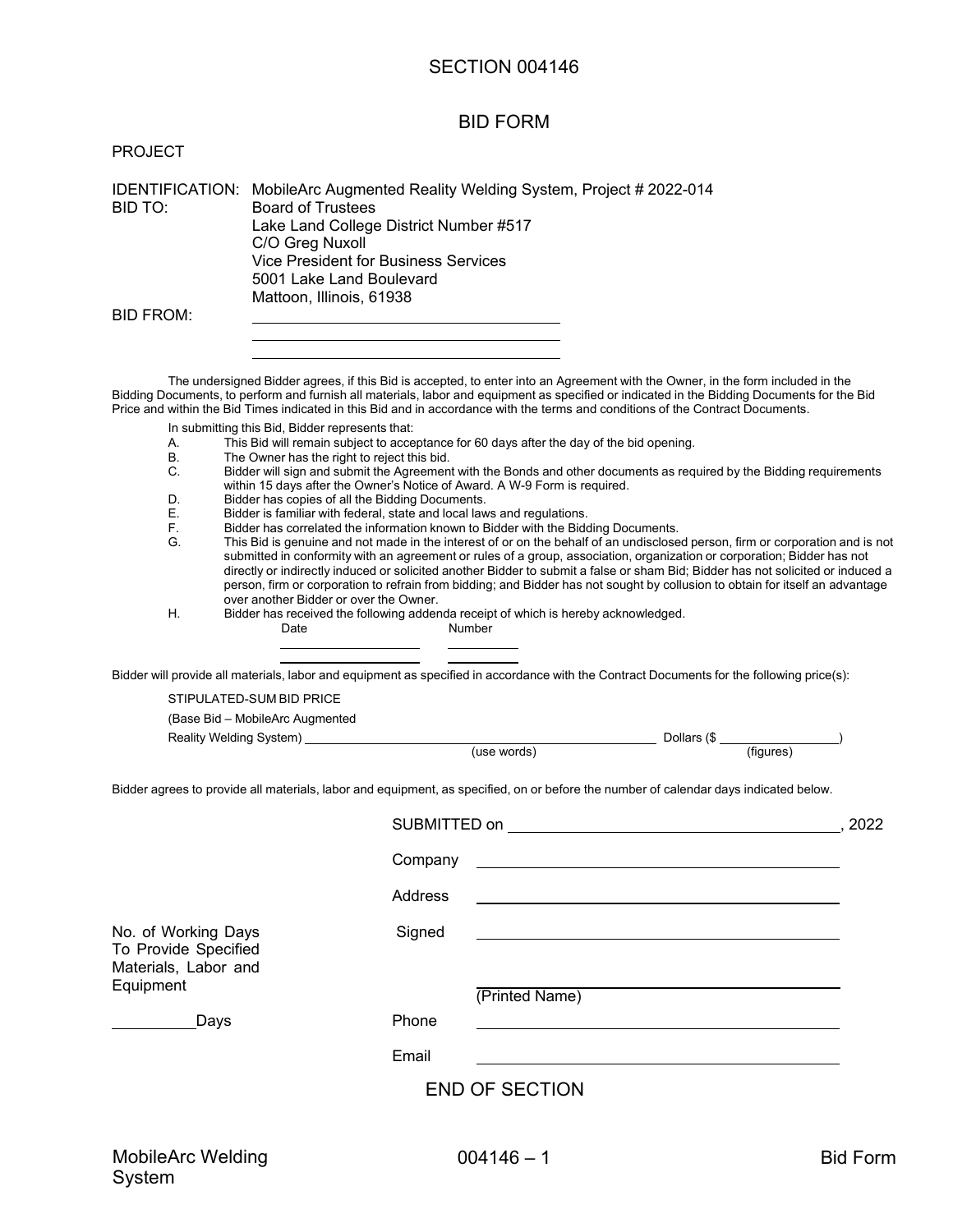# SECTION 004146

## BID FORM

PROJECT

IDENTIFICATION: MobileArc Augmented Reality Welding System, Project # 2022-014

BID TO: Board of Trustees
Lake Land College District Number #517
C/O Greg Nuxoll
Vice President for Business Services
5001 Lake Land Boulevard
Mattoon, Illinois, 61938

BID FROM: ______________________________
______________________________
______________________________

The undersigned Bidder agrees, if this Bid is accepted, to enter into an Agreement with the Owner, in the form included in the Bidding Documents, to perform and furnish all materials, labor and equipment as specified or indicated in the Bidding Documents for the Bid Price and within the Bid Times indicated in this Bid and in accordance with the terms and conditions of the Contract Documents.

In submitting this Bid, Bidder represents that:

A. This Bid will remain subject to acceptance for 60 days after the day of the bid opening.
B. The Owner has the right to reject this bid.
C. Bidder will sign and submit the Agreement with the Bonds and other documents as required by the Bidding requirements within 15 days after the Owner's Notice of Award. A W-9 Form is required.
D. Bidder has copies of all the Bidding Documents.
E. Bidder is familiar with federal, state and local laws and regulations.
F. Bidder has correlated the information known to Bidder with the Bidding Documents.
G. This Bid is genuine and not made in the interest of or on the behalf of an undisclosed person, firm or corporation and is not submitted in conformity with an agreement or rules of a group, association, organization or corporation; Bidder has not directly or indirectly induced or solicited another Bidder to submit a false or sham Bid; Bidder has not solicited or induced a person, firm or corporation to refrain from bidding; and Bidder has not sought by collusion to obtain for itself an advantage over another Bidder or over the Owner.
H. Bidder has received the following addenda receipt of which is hereby acknowledged.

| Date | Number |
|---|---|
| ____________ | ________ |
| ____________ | ________ |

Bidder will provide all materials, labor and equipment as specified in accordance with the Contract Documents for the following price(s):

STIPULATED-SUM BID PRICE

(Base Bid – MobileArc Augmented Reality Welding System) ______________________________ Dollars ($ ____________)
(use words) (figures)

Bidder agrees to provide all materials, labor and equipment, as specified, on or before the number of calendar days indicated below.

SUBMITTED on ______________________________, 2022

Company ______________________________

Address ______________________________

Signed ______________________________

______________________________
(Printed Name)

Phone ______________________________

Email ______________________________

No. of Working Days To Provide Specified Materials, Labor and Equipment

__________ Days

END OF SECTION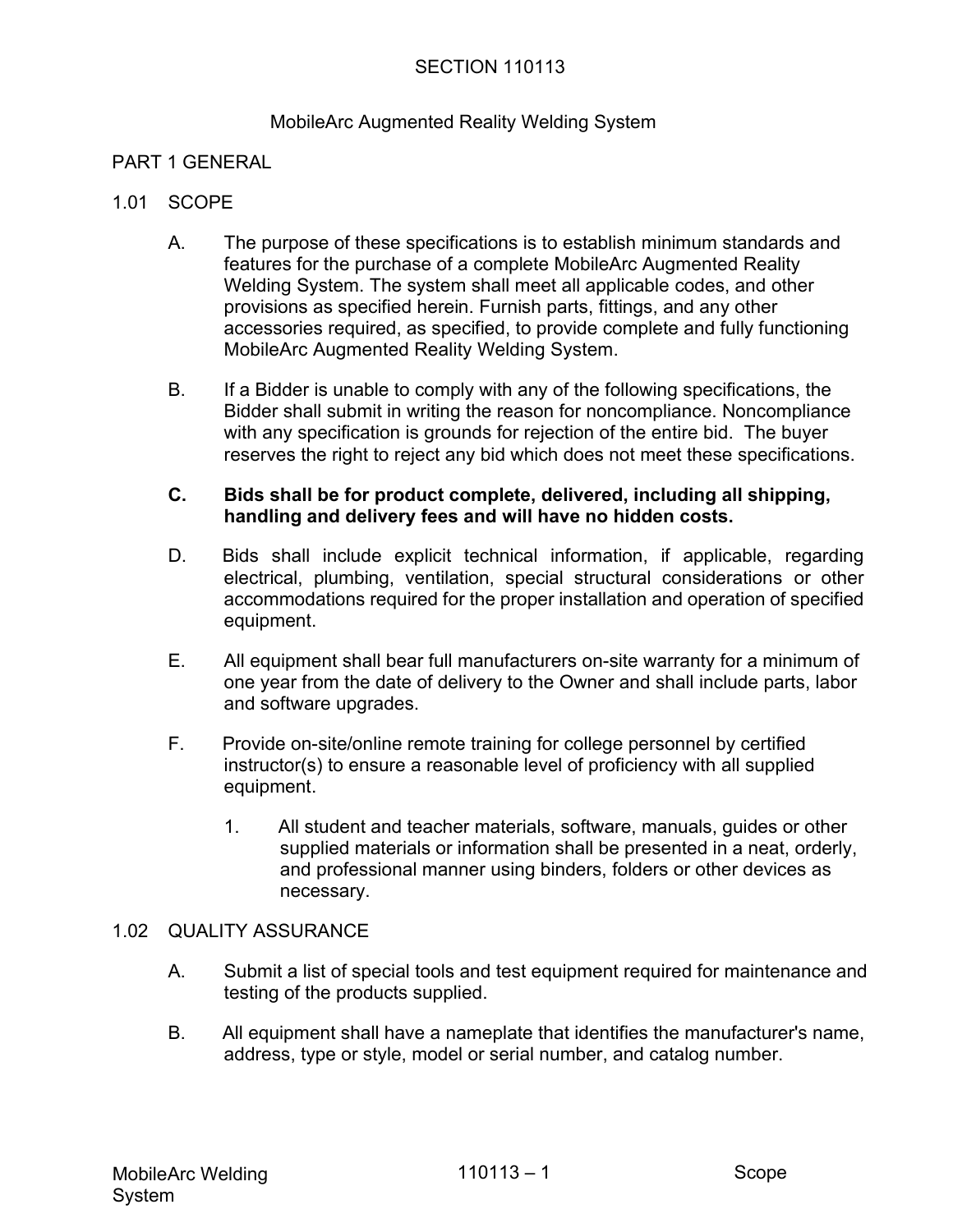# SECTION 110113

## MobileArc Augmented Reality Welding System

## PART 1 GENERAL

### 1.01 SCOPE

A. The purpose of these specifications is to establish minimum standards and features for the purchase of a complete MobileArc Augmented Reality Welding System. The system shall meet all applicable codes, and other provisions as specified herein. Furnish parts, fittings, and any other accessories required, as specified, to provide complete and fully functioning MobileArc Augmented Reality Welding System.

B. If a Bidder is unable to comply with any of the following specifications, the Bidder shall submit in writing the reason for noncompliance. Noncompliance with any specification is grounds for rejection of the entire bid. The buyer reserves the right to reject any bid which does not meet these specifications.

**C. Bids shall be for product complete, delivered, including all shipping, handling and delivery fees and will have no hidden costs.**

D. Bids shall include explicit technical information, if applicable, regarding electrical, plumbing, ventilation, special structural considerations or other accommodations required for the proper installation and operation of specified equipment.

E. All equipment shall bear full manufacturers on-site warranty for a minimum of one year from the date of delivery to the Owner and shall include parts, labor and software upgrades.

F. Provide on-site/online remote training for college personnel by certified instructor(s) to ensure a reasonable level of proficiency with all supplied equipment.

1. All student and teacher materials, software, manuals, guides or other supplied materials or information shall be presented in a neat, orderly, and professional manner using binders, folders or other devices as necessary.

### 1.02 QUALITY ASSURANCE

A. Submit a list of special tools and test equipment required for maintenance and testing of the products supplied.

B. All equipment shall have a nameplate that identifies the manufacturer's name, address, type or style, model or serial number, and catalog number.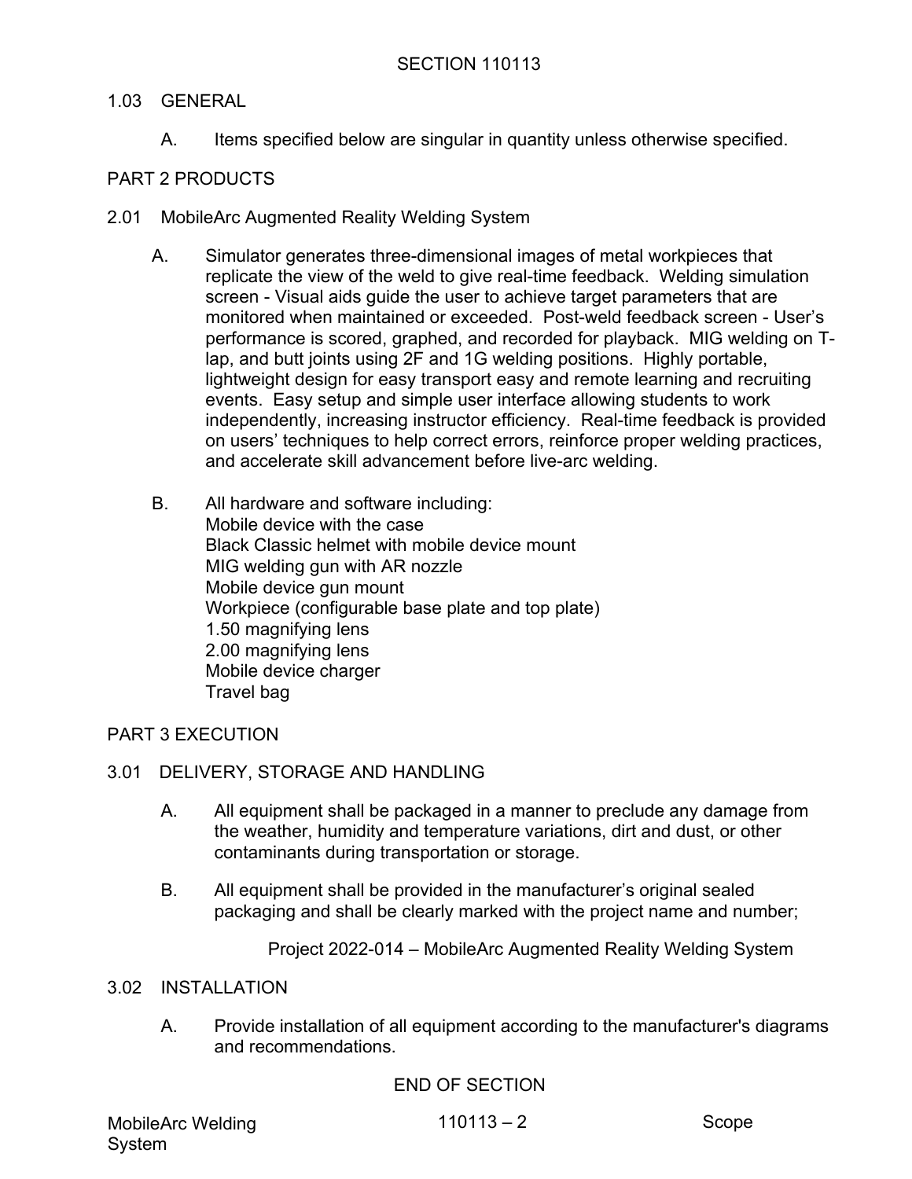SECTION 110113

1.03 GENERAL

A. Items specified below are singular in quantity unless otherwise specified.

## PART 2 PRODUCTS

2.01 MobileArc Augmented Reality Welding System

A. Simulator generates three-dimensional images of metal workpieces that replicate the view of the weld to give real-time feedback. Welding simulation screen - Visual aids guide the user to achieve target parameters that are monitored when maintained or exceeded. Post-weld feedback screen - User's performance is scored, graphed, and recorded for playback. MIG welding on T-lap, and butt joints using 2F and 1G welding positions. Highly portable, lightweight design for easy transport easy and remote learning and recruiting events. Easy setup and simple user interface allowing students to work independently, increasing instructor efficiency. Real-time feedback is provided on users' techniques to help correct errors, reinforce proper welding practices, and accelerate skill advancement before live-arc welding.

B. All hardware and software including:
Mobile device with the case
Black Classic helmet with mobile device mount
MIG welding gun with AR nozzle
Mobile device gun mount
Workpiece (configurable base plate and top plate)
1.50 magnifying lens
2.00 magnifying lens
Mobile device charger
Travel bag

## PART 3 EXECUTION

3.01 DELIVERY, STORAGE AND HANDLING

A. All equipment shall be packaged in a manner to preclude any damage from the weather, humidity and temperature variations, dirt and dust, or other contaminants during transportation or storage.

B. All equipment shall be provided in the manufacturer's original sealed packaging and shall be clearly marked with the project name and number;

Project 2022-014 – MobileArc Augmented Reality Welding System

3.02 INSTALLATION

A. Provide installation of all equipment according to the manufacturer's diagrams and recommendations.

END OF SECTION